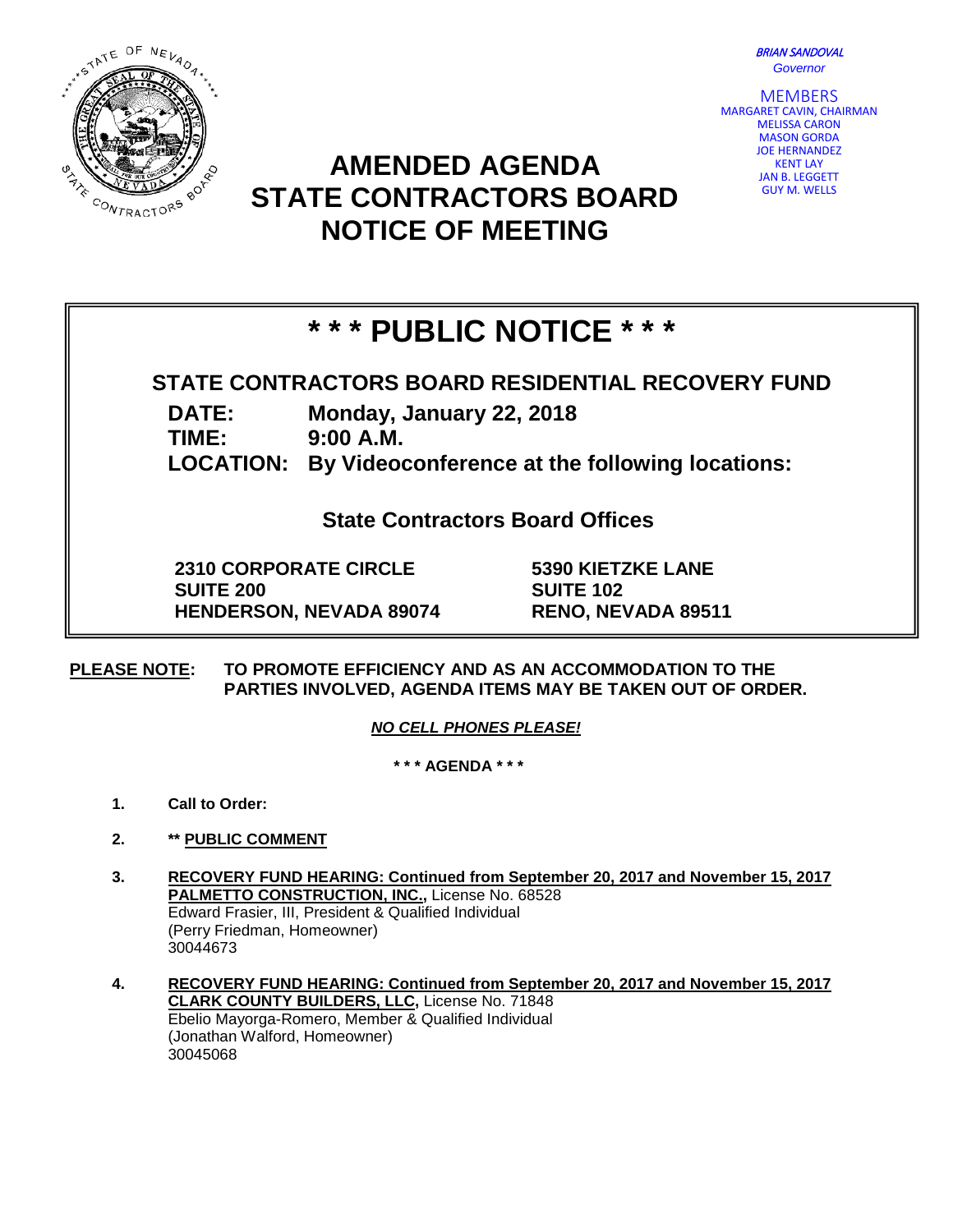BRIAN SANDOVAL
*Governor*

MEMBERS
MARGARET CAVIN, CHAIRMAN
MELISSA CARON
MASON GORDA
JOE HERNANDEZ
KENT LAY
JAN B. LEGGETT
GUY M. WELLS

# AMENDED AGENDA STATE CONTRACTORS BOARD NOTICE OF MEETING

## * * * PUBLIC NOTICE * * *

**STATE CONTRACTORS BOARD RESIDENTIAL RECOVERY FUND**

**DATE:** Monday, January 22, 2018
**TIME:** 9:00 A.M.
**LOCATION:** By Videoconference at the following locations:

**State Contractors Board Offices**

**2310 CORPORATE CIRCLE**
**SUITE 200**
**HENDERSON, NEVADA 89074**

**5390 KIETZKE LANE**
**SUITE 102**
**RENO, NEVADA 89511**

**PLEASE NOTE: TO PROMOTE EFFICIENCY AND AS AN ACCOMMODATION TO THE PARTIES INVOLVED, AGENDA ITEMS MAY BE TAKEN OUT OF ORDER.**

***NO CELL PHONES PLEASE!***

**\* \* \* AGENDA \* \* \***

1. **Call to Order:**

2. **\*\* PUBLIC COMMENT**

3. **RECOVERY FUND HEARING: Continued from September 20, 2017 and November 15, 2017**
   **PALMETTO CONSTRUCTION, INC.,** License No. 68528
   Edward Frasier, III, President & Qualified Individual
   (Perry Friedman, Homeowner)
   30044673

4. **RECOVERY FUND HEARING: Continued from September 20, 2017 and November 15, 2017**
   **CLARK COUNTY BUILDERS, LLC,** License No. 71848
   Ebelio Mayorga-Romero, Member & Qualified Individual
   (Jonathan Walford, Homeowner)
   30045068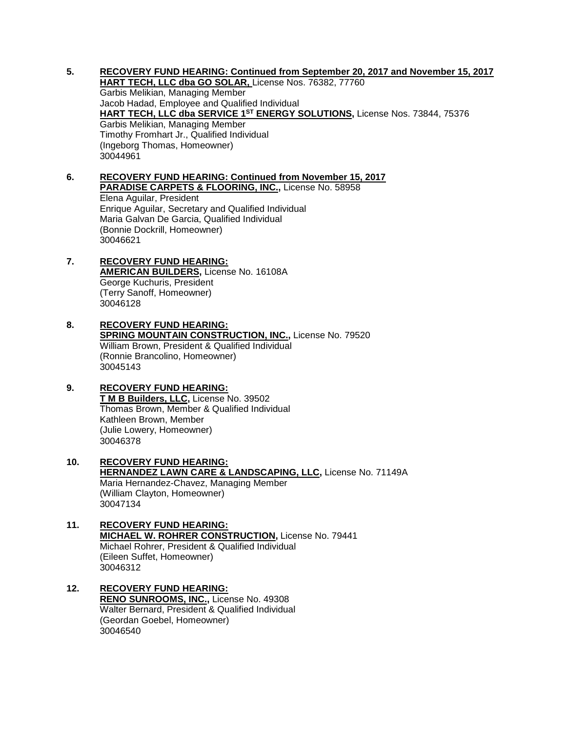5. **RECOVERY FUND HEARING: Continued from September 20, 2017 and November 15, 2017**
   **HART TECH, LLC dba GO SOLAR,** License Nos. 76382, 77760
   Garbis Melikian, Managing Member
   Jacob Hadad, Employee and Qualified Individual
   **HART TECH, LLC dba SERVICE 1ST ENERGY SOLUTIONS,** License Nos. 73844, 75376
   Garbis Melikian, Managing Member
   Timothy Fromhart Jr., Qualified Individual
   (Ingeborg Thomas, Homeowner)
   30044961

6. **RECOVERY FUND HEARING: Continued from November 15, 2017**
   **PARADISE CARPETS & FLOORING, INC.,** License No. 58958
   Elena Aguilar, President
   Enrique Aguilar, Secretary and Qualified Individual
   Maria Galvan De Garcia, Qualified Individual
   (Bonnie Dockrill, Homeowner)
   30046621

7. **RECOVERY FUND HEARING:**
   **AMERICAN BUILDERS,** License No. 16108A
   George Kuchuris, President
   (Terry Sanoff, Homeowner)
   30046128

8. **RECOVERY FUND HEARING:**
   **SPRING MOUNTAIN CONSTRUCTION, INC.,** License No. 79520
   William Brown, President & Qualified Individual
   (Ronnie Brancolino, Homeowner)
   30045143

9. **RECOVERY FUND HEARING:**
   **T M B Builders, LLC,** License No. 39502
   Thomas Brown, Member & Qualified Individual
   Kathleen Brown, Member
   (Julie Lowery, Homeowner)
   30046378

10. **RECOVERY FUND HEARING:**
    **HERNANDEZ LAWN CARE & LANDSCAPING, LLC,** License No. 71149A
    Maria Hernandez-Chavez, Managing Member
    (William Clayton, Homeowner)
    30047134

11. **RECOVERY FUND HEARING:**
    **MICHAEL W. ROHRER CONSTRUCTION,** License No. 79441
    Michael Rohrer, President & Qualified Individual
    (Eileen Suffet, Homeowner)
    30046312

12. **RECOVERY FUND HEARING:**
    **RENO SUNROOMS, INC.,** License No. 49308
    Walter Bernard, President & Qualified Individual
    (Geordan Goebel, Homeowner)
    30046540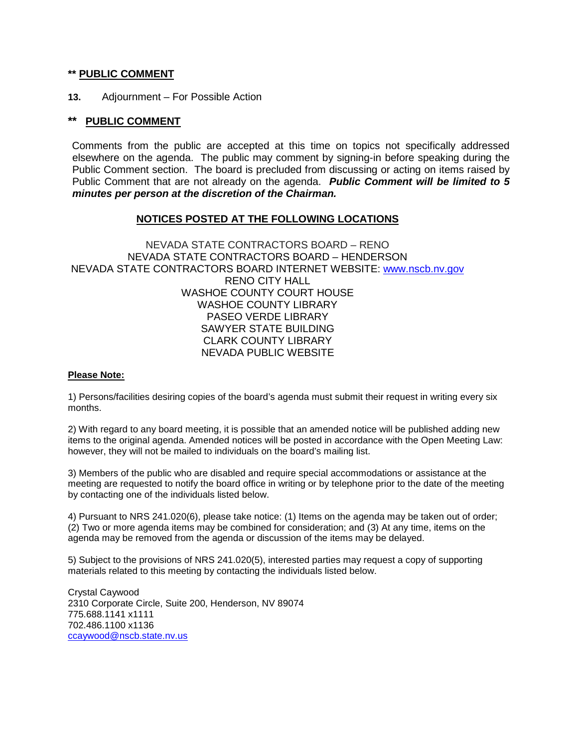**\*\* PUBLIC COMMENT**

**13.** Adjournment – For Possible Action

**\*\* PUBLIC COMMENT**

Comments from the public are accepted at this time on topics not specifically addressed elsewhere on the agenda. The public may comment by signing-in before speaking during the Public Comment section. The board is precluded from discussing or acting on items raised by Public Comment that are not already on the agenda. ***Public Comment will be limited to 5 minutes per person at the discretion of the Chairman.***

**NOTICES POSTED AT THE FOLLOWING LOCATIONS**

NEVADA STATE CONTRACTORS BOARD – RENO
NEVADA STATE CONTRACTORS BOARD – HENDERSON
NEVADA STATE CONTRACTORS BOARD INTERNET WEBSITE: www.nscb.nv.gov
RENO CITY HALL
WASHOE COUNTY COURT HOUSE
WASHOE COUNTY LIBRARY
PASEO VERDE LIBRARY
SAWYER STATE BUILDING
CLARK COUNTY LIBRARY
NEVADA PUBLIC WEBSITE

**Please Note:**

1) Persons/facilities desiring copies of the board's agenda must submit their request in writing every six months.

2) With regard to any board meeting, it is possible that an amended notice will be published adding new items to the original agenda. Amended notices will be posted in accordance with the Open Meeting Law: however, they will not be mailed to individuals on the board's mailing list.

3) Members of the public who are disabled and require special accommodations or assistance at the meeting are requested to notify the board office in writing or by telephone prior to the date of the meeting by contacting one of the individuals listed below.

4) Pursuant to NRS 241.020(6), please take notice: (1) Items on the agenda may be taken out of order; (2) Two or more agenda items may be combined for consideration; and (3) At any time, items on the agenda may be removed from the agenda or discussion of the items may be delayed.

5) Subject to the provisions of NRS 241.020(5), interested parties may request a copy of supporting materials related to this meeting by contacting the individuals listed below.

Crystal Caywood
2310 Corporate Circle, Suite 200, Henderson, NV 89074
775.688.1141 x1111
702.486.1100 x1136
ccaywood@nscb.state.nv.us